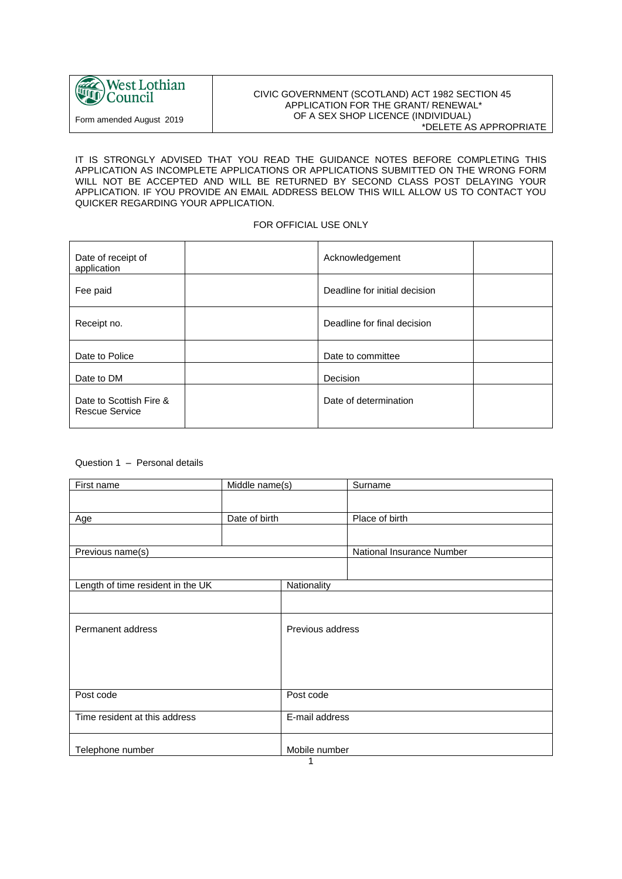| West Lothian Council<br>Form amended August 2019 | CIVIC GOVERNMENT (SCOTLAND) ACT 1982 SECTION 45<br>APPLICATION FOR THE GRANT/ RENEWAL*<br>OF A SEX SHOP LICENCE (INDIVIDUAL)<br>*DELETE AS APPROPRIATE |
|---|---|

IT IS STRONGLY ADVISED THAT YOU READ THE GUIDANCE NOTES BEFORE COMPLETING THIS APPLICATION AS INCOMPLETE APPLICATIONS OR APPLICATIONS SUBMITTED ON THE WRONG FORM WILL NOT BE ACCEPTED AND WILL BE RETURNED BY SECOND CLASS POST DELAYING YOUR APPLICATION. IF YOU PROVIDE AN EMAIL ADDRESS BELOW THIS WILL ALLOW US TO CONTACT YOU QUICKER REGARDING YOUR APPLICATION.

FOR OFFICIAL USE ONLY

| | | | |
|---|---|---|---|
| Date of receipt of application | | Acknowledgement | |
| Fee paid | | Deadline for initial decision | |
| Receipt no. | | Deadline for final decision | |
| Date to Police | | Date to committee | |
| Date to DM | | Decision | |
| Date to Scottish Fire & Rescue Service | | Date of determination | |

Question 1 – Personal details

| First name | Middle name(s) | Surname |
|---|---|---|
| | | |
| Age | Date of birth | Place of birth |
| | | |
| Previous name(s) | | National Insurance Number |
| | | |

| Length of time resident in the UK | Nationality |
|---|---|
| | |
| Permanent address | Previous address |
| Post code | Post code |
| Time resident at this address | E-mail address |
| Telephone number | Mobile number |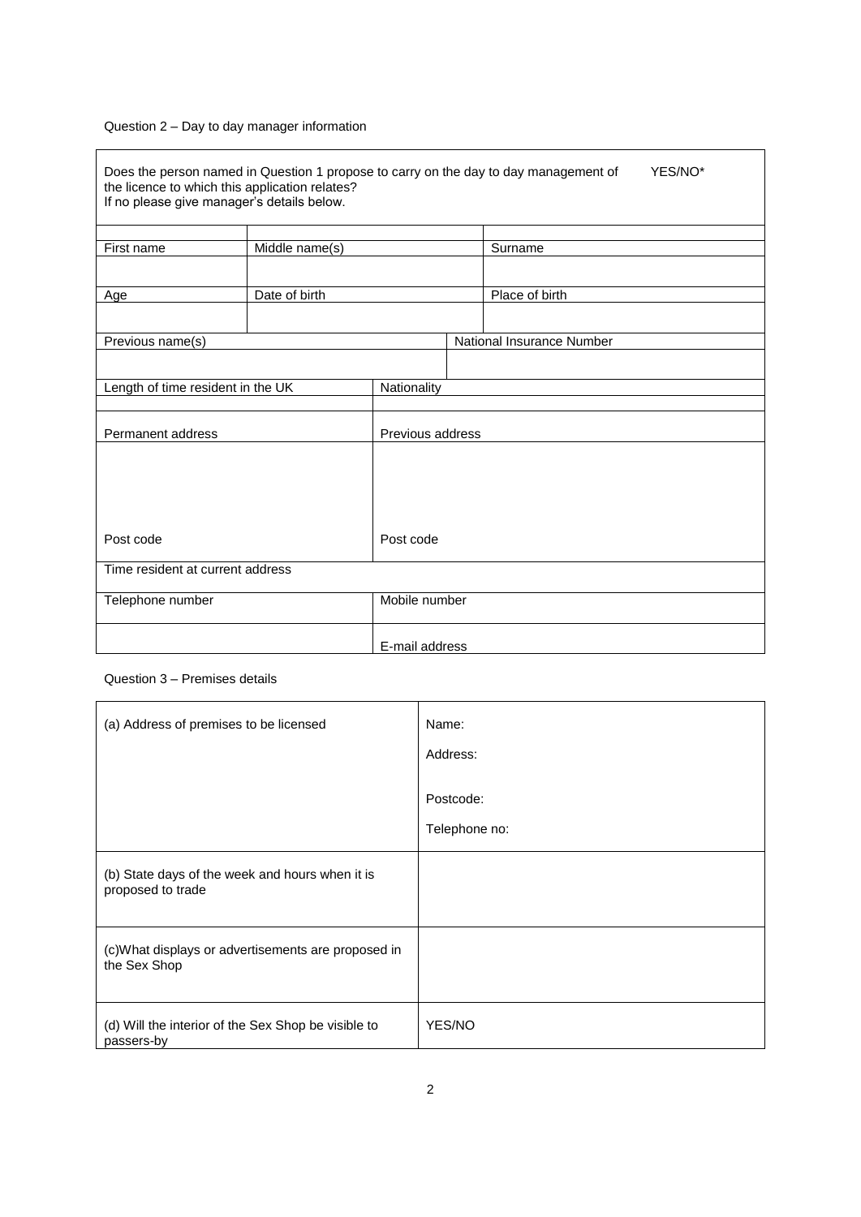Question 2 – Day to day manager information

| Does the person named in Question 1 propose to carry on the day to day management of the licence to which this application relates? If no please give manager's details below. | | | YES/NO* |
|---|---|---|---|
| | | | |
| First name | Middle name(s) | | Surname |
| | | | |
| Age | Date of birth | | Place of birth |
| | | | |
| Previous name(s) | | National Insurance Number | |
| | | | |
| Length of time resident in the UK | Nationality | | |
| | | | |
| Permanent address | Previous address | | |
| Post code | Post code | | |
| Time resident at current address | | | |
| Telephone number | Mobile number | | |
| | E-mail address | | |

Question 3 – Premises details

| | |
|---|---|
| (a) Address of premises to be licensed | Name:<br>Address:<br><br>Postcode:<br>Telephone no: |
| (b) State days of the week and hours when it is proposed to trade | |
| (c)What displays or advertisements are proposed in the Sex Shop | |
| (d) Will the interior of the Sex Shop be visible to passers-by | YES/NO |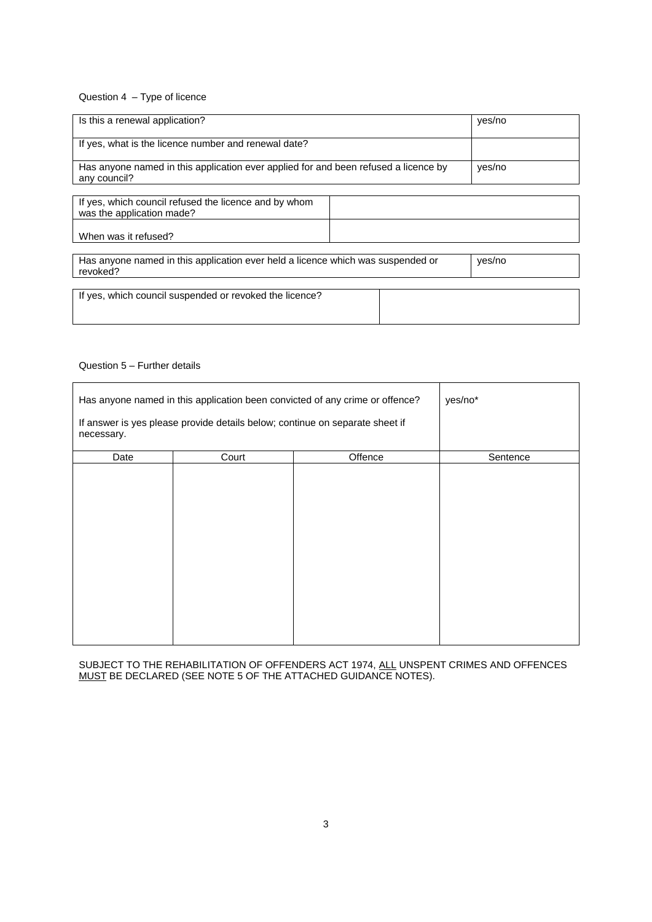Question 4 – Type of licence

| Is this a renewal application? | yes/no |
|---|---|
| If yes, what is the licence number and renewal date? | |
| Has anyone named in this application ever applied for and been refused a licence by any council? | yes/no |

| If yes, which council refused the licence and by whom was the application made? | |
|---|---|
| When was it refused? | |

| Has anyone named in this application ever held a licence which was suspended or revoked? | yes/no |
|---|---|

| If yes, which council suspended or revoked the licence? | |
|---|---|

Question 5 – Further details

| Has anyone named in this application been convicted of any crime or offence?<br><br>If answer is yes please provide details below; continue on separate sheet if necessary. | | | yes/no* |
|---|---|---|---|
| Date | Court | Offence | Sentence |
| | | | |

SUBJECT TO THE REHABILITATION OF OFFENDERS ACT 1974, <u>ALL</u> UNSPENT CRIMES AND OFFENCES <u>MUST</u> BE DECLARED (SEE NOTE 5 OF THE ATTACHED GUIDANCE NOTES).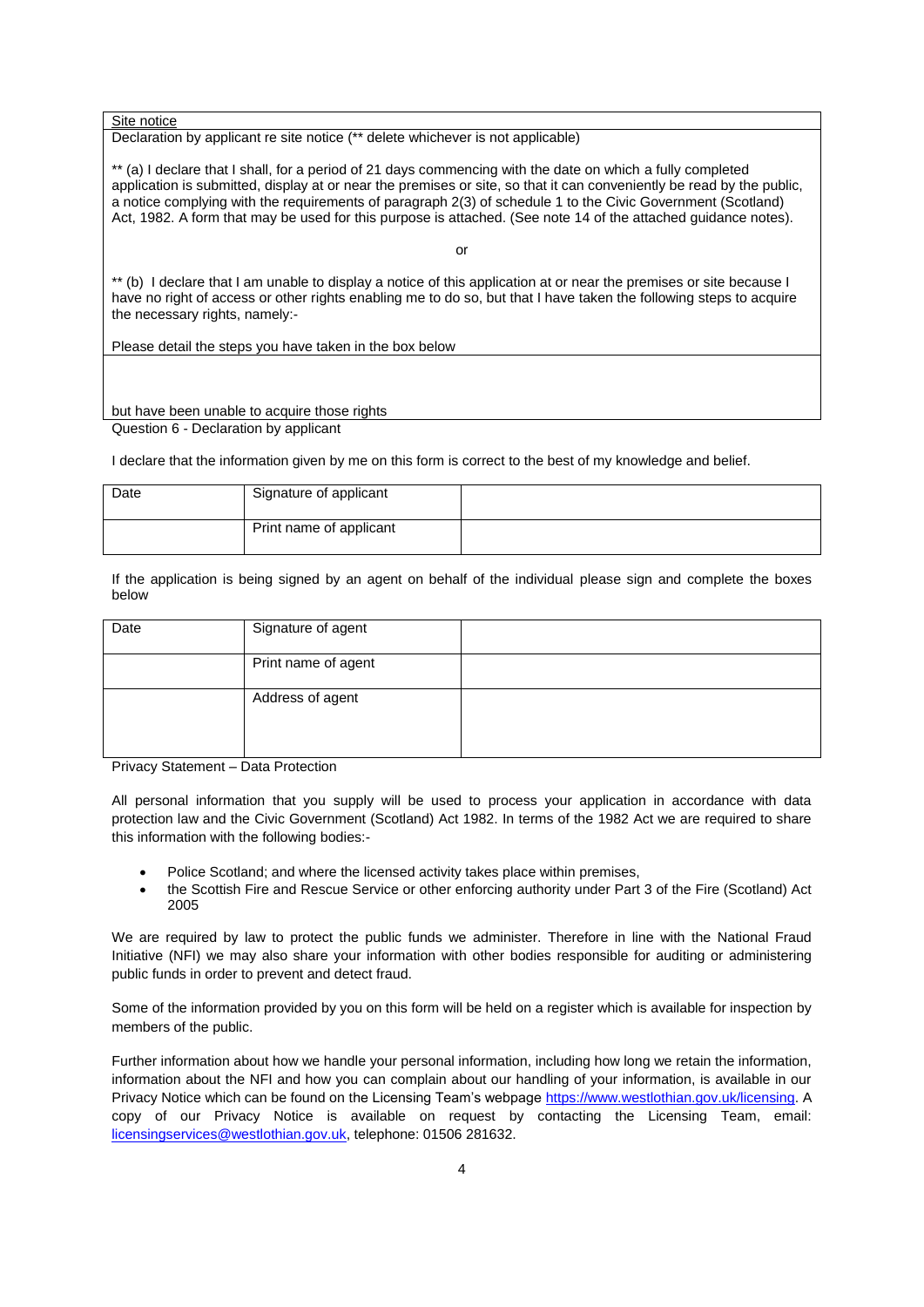Site notice

Declaration by applicant re site notice (** delete whichever is not applicable)

** (a) I declare that I shall, for a period of 21 days commencing with the date on which a fully completed application is submitted, display at or near the premises or site, so that it can conveniently be read by the public, a notice complying with the requirements of paragraph 2(3) of schedule 1 to the Civic Government (Scotland) Act, 1982. A form that may be used for this purpose is attached. (See note 14 of the attached guidance notes).

or

** (b) I declare that I am unable to display a notice of this application at or near the premises or site because I have no right of access or other rights enabling me to do so, but that I have taken the following steps to acquire the necessary rights, namely:-

Please detail the steps you have taken in the box below

| |
|---|
| |

but have been unable to acquire those rights

Question 6 - Declaration by applicant

I declare that the information given by me on this form is correct to the best of my knowledge and belief.

| Date | Signature of applicant | |
|---|---|---|
| | Print name of applicant | |

If the application is being signed by an agent on behalf of the individual please sign and complete the boxes below

| Date | Signature of agent | |
|---|---|---|
| | Print name of agent | |
| | Address of agent | |

Privacy Statement – Data Protection

All personal information that you supply will be used to process your application in accordance with data protection law and the Civic Government (Scotland) Act 1982. In terms of the 1982 Act we are required to share this information with the following bodies:-

- Police Scotland; and where the licensed activity takes place within premises,
- the Scottish Fire and Rescue Service or other enforcing authority under Part 3 of the Fire (Scotland) Act 2005

We are required by law to protect the public funds we administer. Therefore in line with the National Fraud Initiative (NFI) we may also share your information with other bodies responsible for auditing or administering public funds in order to prevent and detect fraud.

Some of the information provided by you on this form will be held on a register which is available for inspection by members of the public.

Further information about how we handle your personal information, including how long we retain the information, information about the NFI and how you can complain about our handling of your information, is available in our Privacy Notice which can be found on the Licensing Team's webpage https://www.westlothian.gov.uk/licensing. A copy of our Privacy Notice is available on request by contacting the Licensing Team, email: licensingservices@westlothian.gov.uk, telephone: 01506 281632.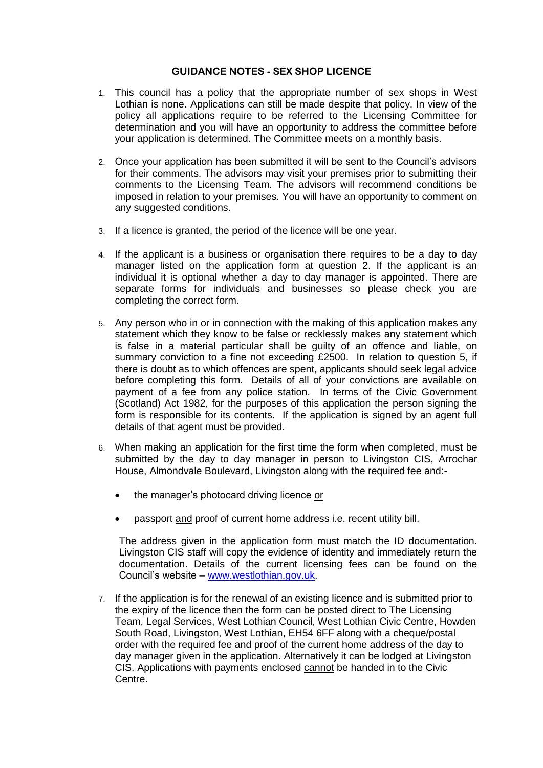## GUIDANCE NOTES - SEX SHOP LICENCE

1. This council has a policy that the appropriate number of sex shops in West Lothian is none. Applications can still be made despite that policy. In view of the policy all applications require to be referred to the Licensing Committee for determination and you will have an opportunity to address the committee before your application is determined. The Committee meets on a monthly basis.

2. Once your application has been submitted it will be sent to the Council's advisors for their comments. The advisors may visit your premises prior to submitting their comments to the Licensing Team. The advisors will recommend conditions be imposed in relation to your premises. You will have an opportunity to comment on any suggested conditions.

3. If a licence is granted, the period of the licence will be one year.

4. If the applicant is a business or organisation there requires to be a day to day manager listed on the application form at question 2. If the applicant is an individual it is optional whether a day to day manager is appointed. There are separate forms for individuals and businesses so please check you are completing the correct form.

5. Any person who in or in connection with the making of this application makes any statement which they know to be false or recklessly makes any statement which is false in a material particular shall be guilty of an offence and liable, on summary conviction to a fine not exceeding £2500. In relation to question 5, if there is doubt as to which offences are spent, applicants should seek legal advice before completing this form. Details of all of your convictions are available on payment of a fee from any police station. In terms of the Civic Government (Scotland) Act 1982, for the purposes of this application the person signing the form is responsible for its contents. If the application is signed by an agent full details of that agent must be provided.

6. When making an application for the first time the form when completed, must be submitted by the day to day manager in person to Livingston CIS, Arrochar House, Almondvale Boulevard, Livingston along with the required fee and:-

   - the manager's photocard driving licence <u>or</u>
   - passport <u>and</u> proof of current home address i.e. recent utility bill.

   The address given in the application form must match the ID documentation. Livingston CIS staff will copy the evidence of identity and immediately return the documentation. Details of the current licensing fees can be found on the Council's website – [www.westlothian.gov.uk](http://www.westlothian.gov.uk).

7. If the application is for the renewal of an existing licence and is submitted prior to the expiry of the licence then the form can be posted direct to The Licensing Team, Legal Services, West Lothian Council, West Lothian Civic Centre, Howden South Road, Livingston, West Lothian, EH54 6FF along with a cheque/postal order with the required fee and proof of the current home address of the day to day manager given in the application. Alternatively it can be lodged at Livingston CIS. Applications with payments enclosed <u>cannot</u> be handed in to the Civic Centre.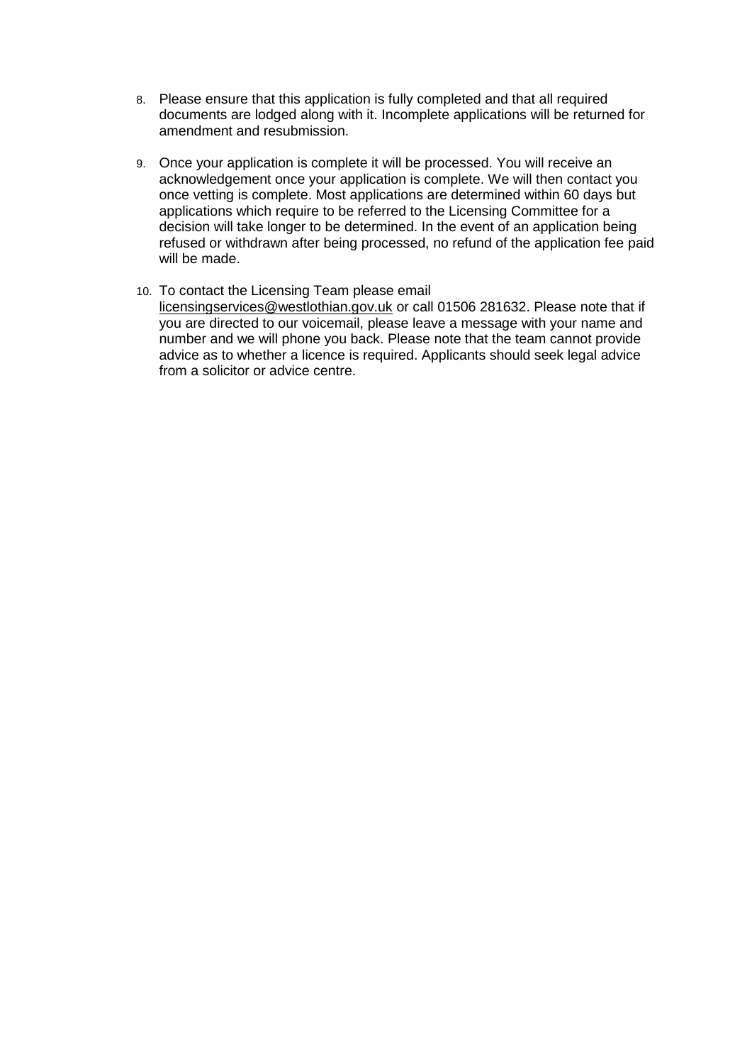8. Please ensure that this application is fully completed and that all required documents are lodged along with it. Incomplete applications will be returned for amendment and resubmission.

9. Once your application is complete it will be processed. You will receive an acknowledgement once your application is complete. We will then contact you once vetting is complete. Most applications are determined within 60 days but applications which require to be referred to the Licensing Committee for a decision will take longer to be determined. In the event of an application being refused or withdrawn after being processed, no refund of the application fee paid will be made.

10. To contact the Licensing Team please email licensingservices@westlothian.gov.uk or call 01506 281632. Please note that if you are directed to our voicemail, please leave a message with your name and number and we will phone you back. Please note that the team cannot provide advice as to whether a licence is required. Applicants should seek legal advice from a solicitor or advice centre.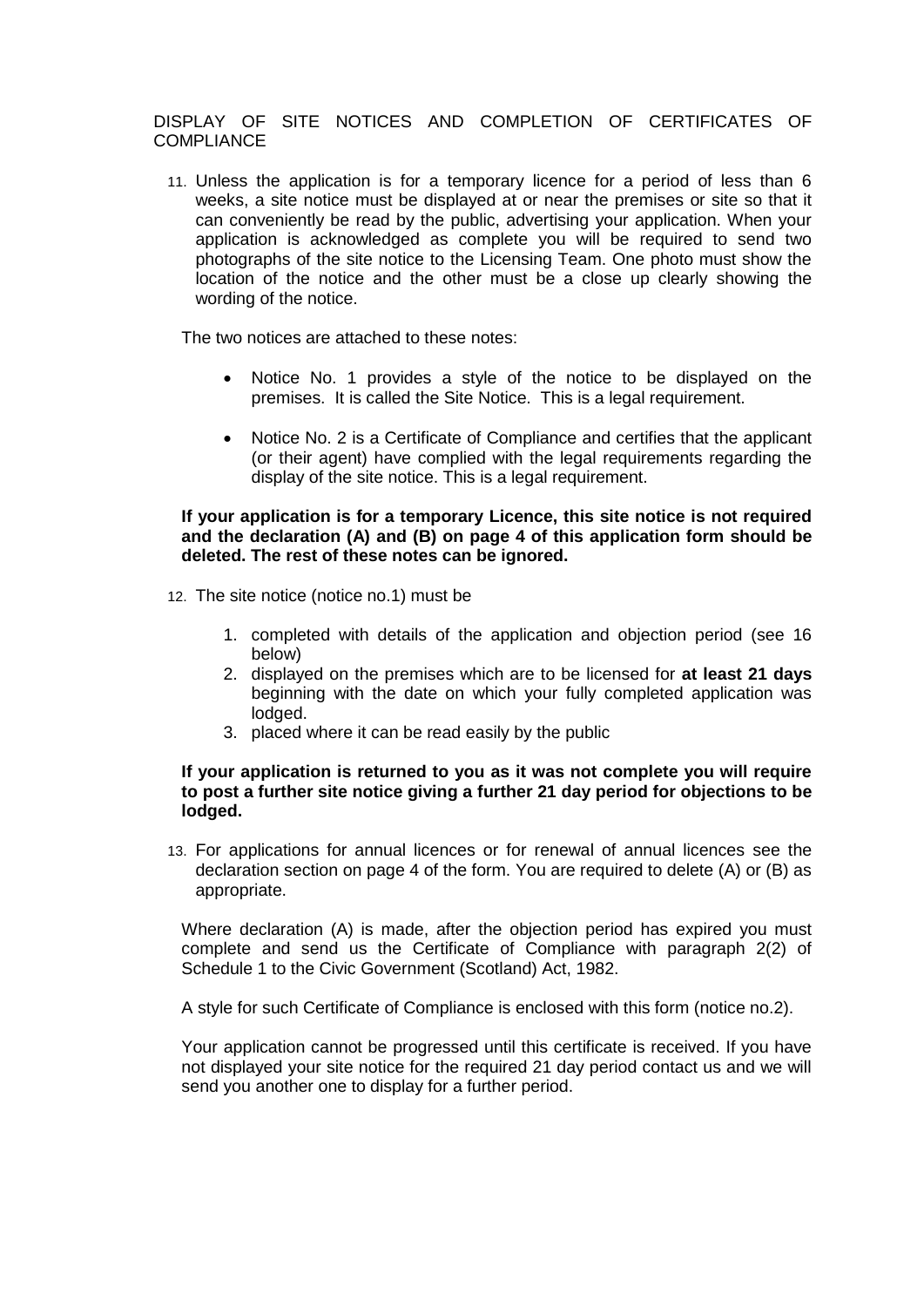## DISPLAY OF SITE NOTICES AND COMPLETION OF CERTIFICATES OF COMPLIANCE

11. Unless the application is for a temporary licence for a period of less than 6 weeks, a site notice must be displayed at or near the premises or site so that it can conveniently be read by the public, advertising your application. When your application is acknowledged as complete you will be required to send two photographs of the site notice to the Licensing Team. One photo must show the location of the notice and the other must be a close up clearly showing the wording of the notice.

The two notices are attached to these notes:

- Notice No. 1 provides a style of the notice to be displayed on the premises. It is called the Site Notice. This is a legal requirement.
- Notice No. 2 is a Certificate of Compliance and certifies that the applicant (or their agent) have complied with the legal requirements regarding the display of the site notice. This is a legal requirement.

**If your application is for a temporary Licence, this site notice is not required and the declaration (A) and (B) on page 4 of this application form should be deleted. The rest of these notes can be ignored.**

12. The site notice (notice no.1) must be
    1. completed with details of the application and objection period (see 16 below)
    2. displayed on the premises which are to be licensed for **at least 21 days** beginning with the date on which your fully completed application was lodged.
    3. placed where it can be read easily by the public

**If your application is returned to you as it was not complete you will require to post a further site notice giving a further 21 day period for objections to be lodged.**

13. For applications for annual licences or for renewal of annual licences see the declaration section on page 4 of the form. You are required to delete (A) or (B) as appropriate.

Where declaration (A) is made, after the objection period has expired you must complete and send us the Certificate of Compliance with paragraph 2(2) of Schedule 1 to the Civic Government (Scotland) Act, 1982.

A style for such Certificate of Compliance is enclosed with this form (notice no.2).

Your application cannot be progressed until this certificate is received. If you have not displayed your site notice for the required 21 day period contact us and we will send you another one to display for a further period.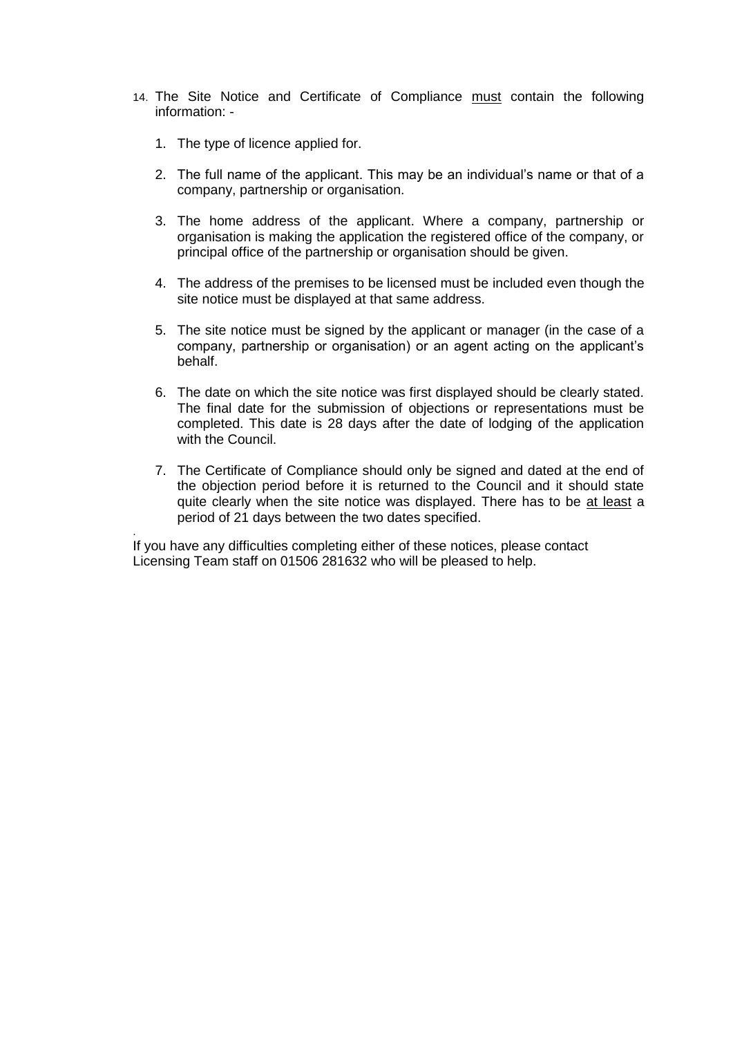14. The Site Notice and Certificate of Compliance <u>must</u> contain the following information: -

    1. The type of licence applied for.

    2. The full name of the applicant. This may be an individual's name or that of a company, partnership or organisation.

    3. The home address of the applicant. Where a company, partnership or organisation is making the application the registered office of the company, or principal office of the partnership or organisation should be given.

    4. The address of the premises to be licensed must be included even though the site notice must be displayed at that same address.

    5. The site notice must be signed by the applicant or manager (in the case of a company, partnership or organisation) or an agent acting on the applicant's behalf.

    6. The date on which the site notice was first displayed should be clearly stated. The final date for the submission of objections or representations must be completed. This date is 28 days after the date of lodging of the application with the Council.

    7. The Certificate of Compliance should only be signed and dated at the end of the objection period before it is returned to the Council and it should state quite clearly when the site notice was displayed. There has to be <u>at least</u> a period of 21 days between the two dates specified.

If you have any difficulties completing either of these notices, please contact Licensing Team staff on 01506 281632 who will be pleased to help.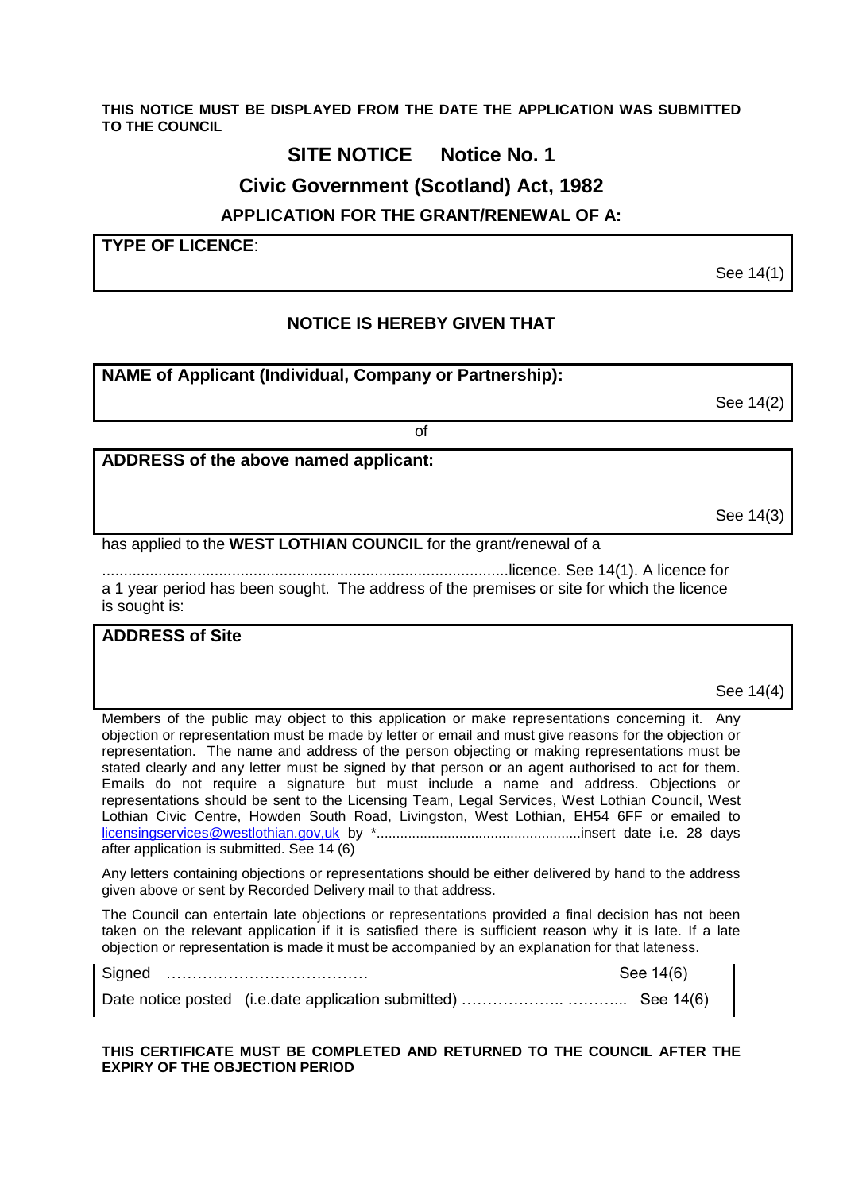**THIS NOTICE MUST BE DISPLAYED FROM THE DATE THE APPLICATION WAS SUBMITTED TO THE COUNCIL**

# SITE NOTICE Notice No. 1

## Civic Government (Scotland) Act, 1982

### APPLICATION FOR THE GRANT/RENEWAL OF A:

**TYPE OF LICENCE**:

See 14(1)

**NOTICE IS HEREBY GIVEN THAT**

**NAME of Applicant (Individual, Company or Partnership):**

See 14(2)

of

**ADDRESS of the above named applicant:**

See 14(3)

has applied to the **WEST LOTHIAN COUNCIL** for the grant/renewal of a

..............................................................................................licence. See 14(1). A licence for a 1 year period has been sought. The address of the premises or site for which the licence is sought is:

**ADDRESS of Site**

See 14(4)

Members of the public may object to this application or make representations concerning it. Any objection or representation must be made by letter or email and must give reasons for the objection or representation. The name and address of the person objecting or making representations must be stated clearly and any letter must be signed by that person or an agent authorised to act for them. Emails do not require a signature but must include a name and address. Objections or representations should be sent to the Licensing Team, Legal Services, West Lothian Council, West Lothian Civic Centre, Howden South Road, Livingston, West Lothian, EH54 6FF or emailed to licensingservices@westlothian.gov,uk by *...................................................insert date i.e. 28 days after application is submitted. See 14 (6)

Any letters containing objections or representations should be either delivered by hand to the address given above or sent by Recorded Delivery mail to that address.

The Council can entertain late objections or representations provided a final decision has not been taken on the relevant application if it is satisfied there is sufficient reason why it is late. If a late objection or representation is made it must be accompanied by an explanation for that lateness.

Signed ………………………………… See 14(6)

Date notice posted (i.e.date application submitted) ……………….. ………... See 14(6)

**THIS CERTIFICATE MUST BE COMPLETED AND RETURNED TO THE COUNCIL AFTER THE EXPIRY OF THE OBJECTION PERIOD**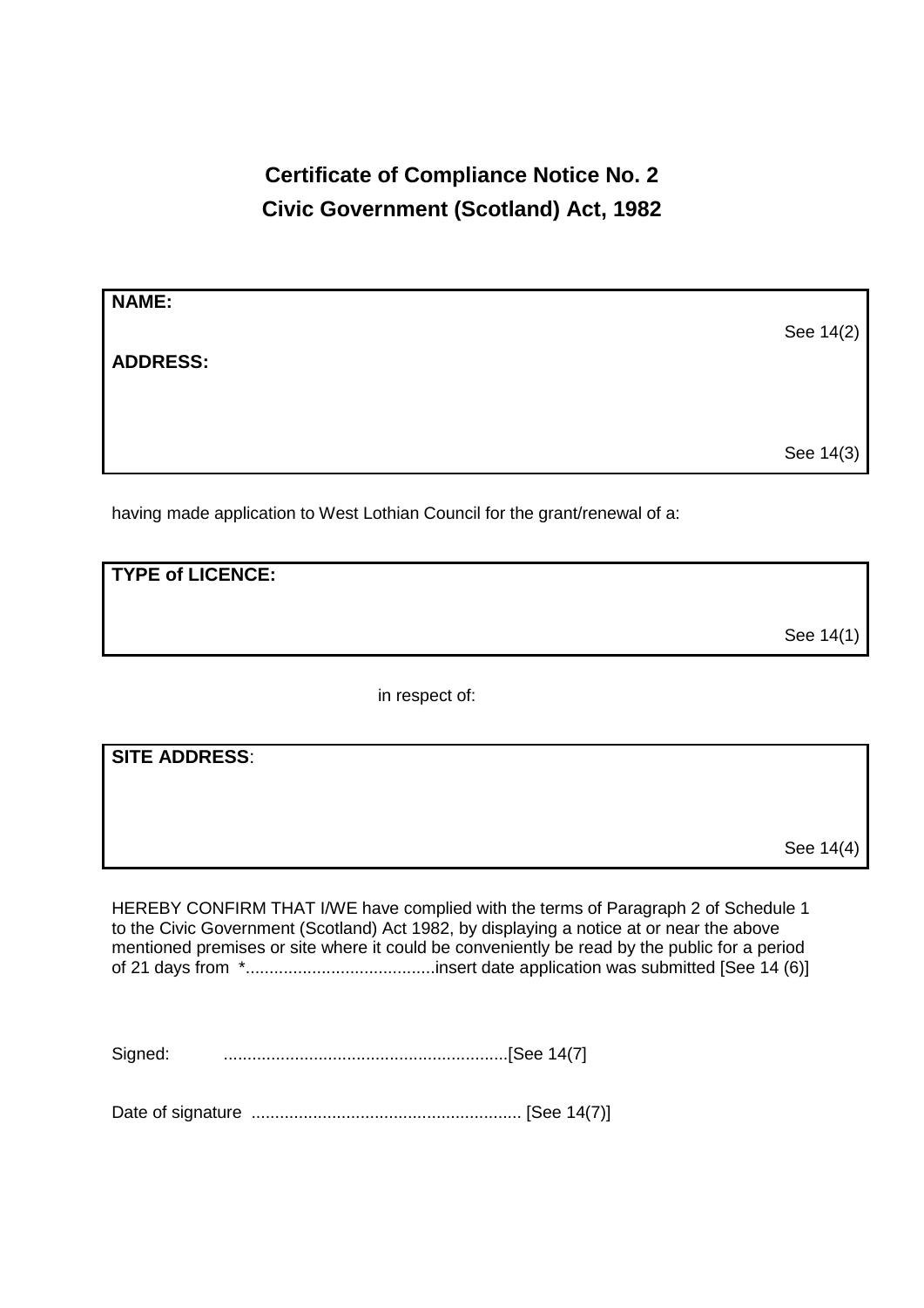# Certificate of Compliance Notice No. 2
# Civic Government (Scotland) Act, 1982

| |
|---|
| **NAME:** |
| See 14(2) |
| **ADDRESS:** |
| See 14(3) |

having made application to West Lothian Council for the grant/renewal of a:

| |
|---|
| **TYPE of LICENCE:** |
| See 14(1) |

in respect of:

| |
|---|
| **SITE ADDRESS**: |
| See 14(4) |

HEREBY CONFIRM THAT I/WE have complied with the terms of Paragraph 2 of Schedule 1 to the Civic Government (Scotland) Act 1982, by displaying a notice at or near the above mentioned premises or site where it could be conveniently be read by the public for a period of 21 days from *........................................insert date application was submitted [See 14 (6)]

Signed: ............................................................[See 14(7]

Date of signature ......................................................... [See 14(7)]